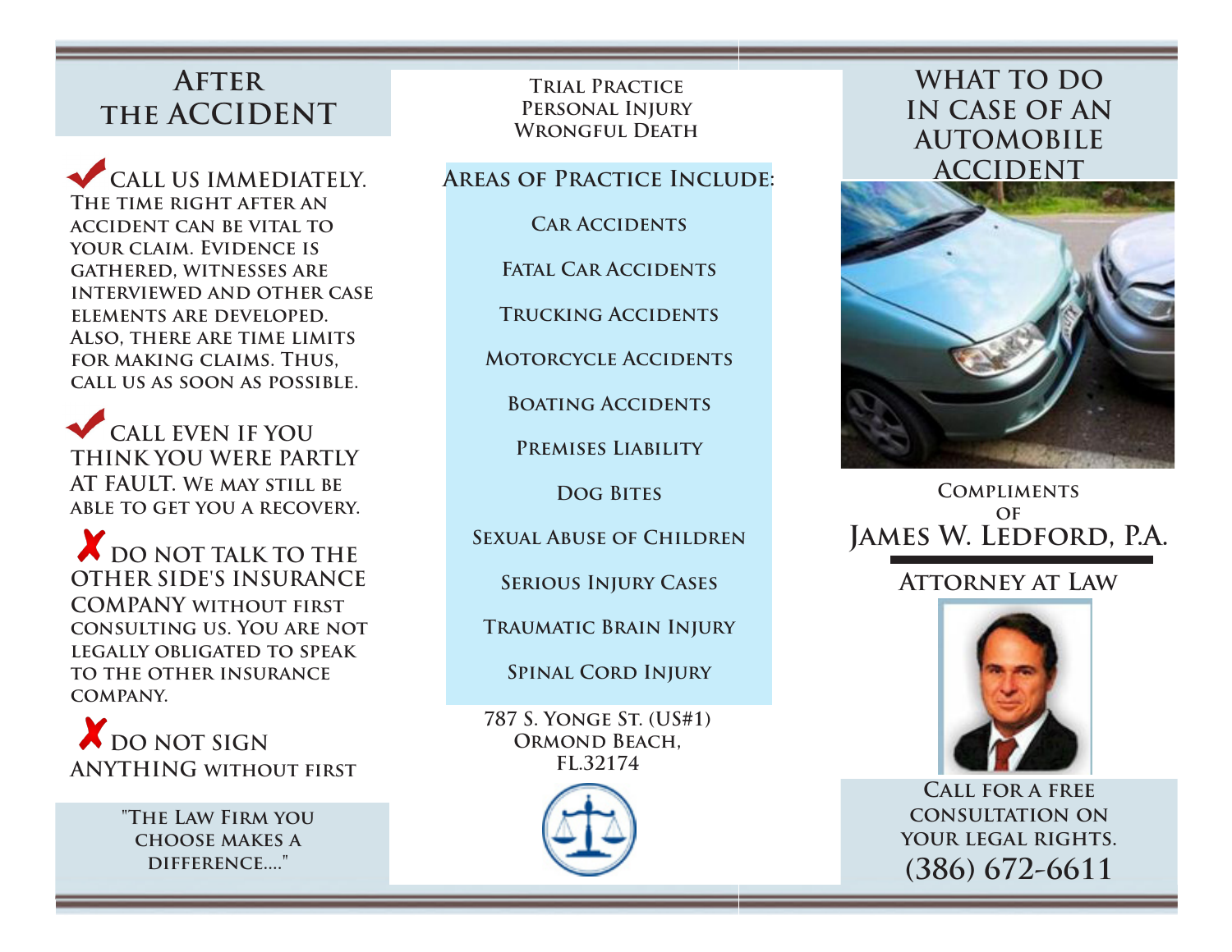## After the Accident

✔ **CALL US IMMEDIATELY.** The time right after an accident can be vital to your claim. Evidence is gathered, witnesses are interviewed and other case elements are developed. Also, there are time limits for making claims. Thus, call us as soon as possible.

✔ **CALL EVEN IF YOU THINK YOU WERE PARTLY AT FAULT.** We may still be able to get you a recovery.

✘ **DO NOT TALK TO THE OTHER SIDE'S INSURANCE COMPANY** without first consulting us. You are not legally obligated to speak to the other insurance company.

✘ **DO NOT SIGN ANYTHING** without first

"The Law Firm you choose makes a difference...."

Trial Practice
Personal Injury
Wrongful Death

### Areas of Practice Include:

- Car Accidents
- Fatal Car Accidents
- Trucking Accidents
- Motorcycle Accidents
- Boating Accidents
- Premises Liability
- Dog Bites
- Sexual Abuse of Children
- Serious Injury Cases
- Traumatic Brain Injury
- Spinal Cord Injury

787 S. Yonge St. (US#1)
Ormond Beach,
FL.32174

# What to do in case of an automobile accident

Compliments of

## James W. Ledford, P.A.

### Attorney at Law

Call for a free consultation on your legal rights.

**(386) 672-6611**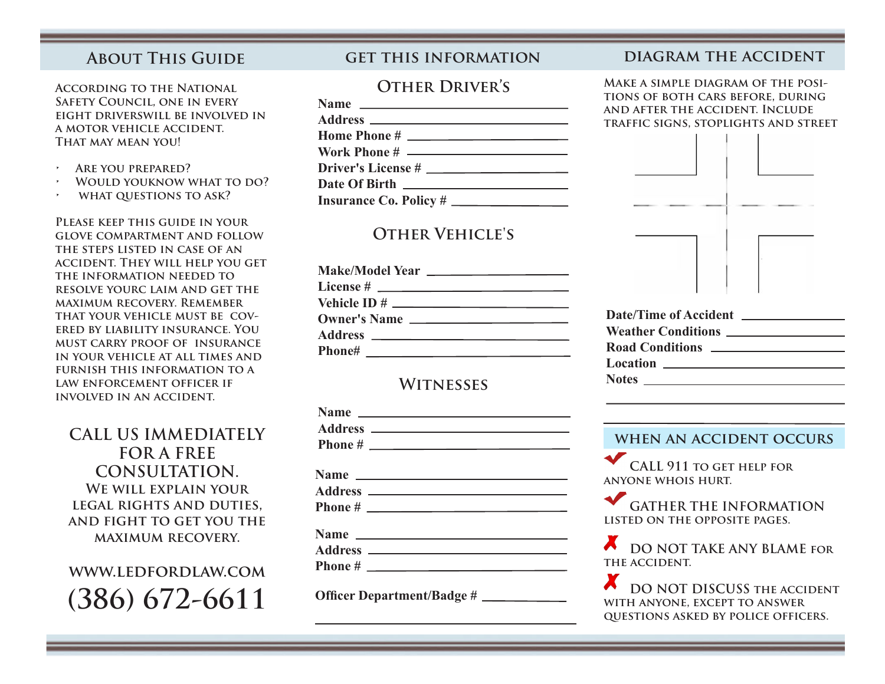## About This Guide

According to the National Safety Council, one in every eight driverswill be involved in a motor vehicle accident. That may mean you!

- Are you prepared?
- Would youknow what to do?
- what questions to ask?

Please keep this guide in your glove compartment and follow the steps listed in case of an accident. They will help you get the information needed to resolve yourc laim and get the maximum recovery. Remember that your vehicle must be covered by liability insurance. You must carry proof of insurance in your vehicle at all times and furnish this information to a law enforcement officer if involved in an accident.

**Call us immediately for a free consultation.**

We will explain your legal rights and duties, and fight to get you the maximum recovery.

**www.ledfordlaw.com**

**(386) 672-6611**

## Get This Information

### Other Driver's

**Name** ____________________

**Address** ____________________

**Home Phone #** ____________________

**Work Phone #** ____________________

**Driver's License #** ____________________

**Date Of Birth** ____________________

**Insurance Co. Policy #** ____________________

### Other Vehicle's

**Make/Model Year** ____________________

**License #** ____________________

**Vehicle ID #** ____________________

**Owner's Name** ____________________

**Address** ____________________

**Phone#** ____________________

### Witnesses

**Name** ____________________

**Address** ____________________

**Phone #** ____________________

**Name** ____________________

**Address** ____________________

**Phone #** ____________________

**Name** ____________________

**Address** ____________________

**Phone #** ____________________

**Officer Department/Badge #** ____________________

____________________

## Diagram the Accident

Make a simple diagram of the positions of both cars before, during and after the accident. Include traffic signs, stoplights and street

**Date/Time of Accident** ____________________

**Weather Conditions** ____________________

**Road Conditions** ____________________

**Location** ____________________

**Notes** ____________________

____________________

____________________

## When an Accident Occurs

✔ Call 911 to get help for anyone whois hurt.

✔ Gather the information listed on the opposite pages.

✘ Do not take any blame for the accident.

✘ Do not discuss the accident with anyone, except to answer questions asked by police officers.